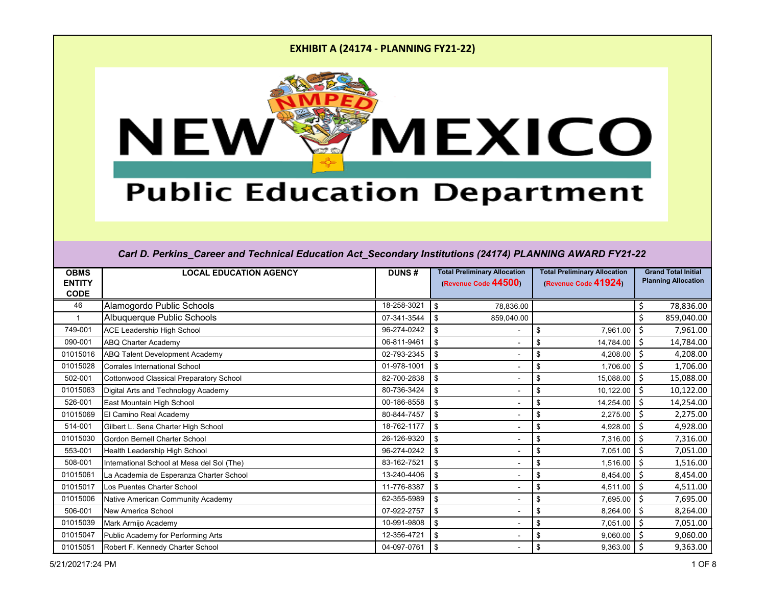# EXHIBIT A (24174 - PLANNING FY21-22)

New Mexico Public Education Department

*Carl D. Perkins_Career and Technical Education Act_Secondary Institutions (24174) PLANNING AWARD FY21-22*

| OBMS ENTITY CODE | LOCAL EDUCATION AGENCY | DUNS # | Total Preliminary Allocation (Revenue Code 44500) | Total Preliminary Allocation (Revenue Code 41924) | Grand Total Initial Planning Allocation |
|---|---|---|---|---|---|
| 46 | Alamogordo Public Schools | 18-258-3021 | $ 78,836.00 | | $ 78,836.00 |
| 1 | Albuquerque Public Schools | 07-341-3544 | $ 859,040.00 | | $ 859,040.00 |
| 749-001 | ACE Leadership High School | 96-274-0242 | $ - | $ 7,961.00 | $ 7,961.00 |
| 090-001 | ABQ Charter Academy | 06-811-9461 | $ - | $ 14,784.00 | $ 14,784.00 |
| 01015016 | ABQ Talent Development Academy | 02-793-2345 | $ - | $ 4,208.00 | $ 4,208.00 |
| 01015028 | Corrales International School | 01-978-1001 | $ - | $ 1,706.00 | $ 1,706.00 |
| 502-001 | Cottonwood Classical Preparatory School | 82-700-2838 | $ - | $ 15,088.00 | $ 15,088.00 |
| 01015063 | Digital Arts and Technology Academy | 80-736-3424 | $ - | $ 10,122.00 | $ 10,122.00 |
| 526-001 | East Mountain High School | 00-186-8558 | $ - | $ 14,254.00 | $ 14,254.00 |
| 01015069 | El Camino Real Academy | 80-844-7457 | $ - | $ 2,275.00 | $ 2,275.00 |
| 514-001 | Gilbert L. Sena Charter High School | 18-762-1177 | $ - | $ 4,928.00 | $ 4,928.00 |
| 01015030 | Gordon Bernell Charter School | 26-126-9320 | $ - | $ 7,316.00 | $ 7,316.00 |
| 553-001 | Health Leadership High School | 96-274-0242 | $ - | $ 7,051.00 | $ 7,051.00 |
| 508-001 | International School at Mesa del Sol (The) | 83-162-7521 | $ - | $ 1,516.00 | $ 1,516.00 |
| 01015061 | La Academia de Esperanza Charter School | 13-240-4406 | $ - | $ 8,454.00 | $ 8,454.00 |
| 01015017 | Los Puentes Charter School | 11-776-8387 | $ - | $ 4,511.00 | $ 4,511.00 |
| 01015006 | Native American Community Academy | 62-355-5989 | $ - | $ 7,695.00 | $ 7,695.00 |
| 506-001 | New America School | 07-922-2757 | $ - | $ 8,264.00 | $ 8,264.00 |
| 01015039 | Mark Armijo Academy | 10-991-9808 | $ - | $ 7,051.00 | $ 7,051.00 |
| 01015047 | Public Academy for Performing Arts | 12-356-4721 | $ - | $ 9,060.00 | $ 9,060.00 |
| 01015051 | Robert F. Kennedy Charter School | 04-097-0761 | $ - | $ 9,363.00 | $ 9,363.00 |

5/21/20217:24 PM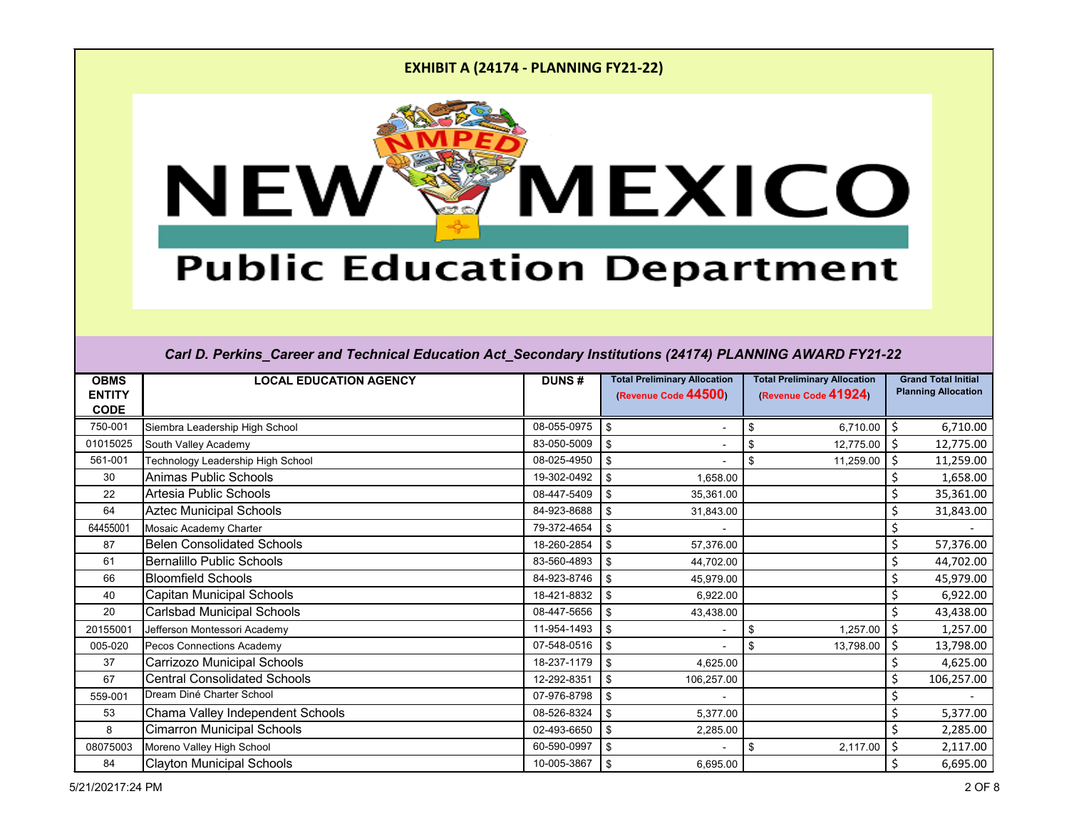# EXHIBIT A (24174 - PLANNING FY21-22)

NEW MEXICO Public Education Department

*Carl D. Perkins_Career and Technical Education Act_Secondary Institutions (24174) PLANNING AWARD FY21-22*

| OBMS ENTITY CODE | LOCAL EDUCATION AGENCY | DUNS # | Total Preliminary Allocation (Revenue Code 44500) | Total Preliminary Allocation (Revenue Code 41924) | Grand Total Initial Planning Allocation |
|---|---|---|---|---|---|
| 750-001 | Siembra Leadership High School | 08-055-0975 | $ - | $ 6,710.00 | $ 6,710.00 |
| 01015025 | South Valley Academy | 83-050-5009 | $ - | $ 12,775.00 | $ 12,775.00 |
| 561-001 | Technology Leadership High School | 08-025-4950 | $ - | $ 11,259.00 | $ 11,259.00 |
| 30 | Animas Public Schools | 19-302-0492 | $ 1,658.00 | | $ 1,658.00 |
| 22 | Artesia Public Schools | 08-447-5409 | $ 35,361.00 | | $ 35,361.00 |
| 64 | Aztec Municipal Schools | 84-923-8688 | $ 31,843.00 | | $ 31,843.00 |
| 64455001 | Mosaic Academy Charter | 79-372-4654 | $ - | | $ - |
| 87 | Belen Consolidated Schools | 18-260-2854 | $ 57,376.00 | | $ 57,376.00 |
| 61 | Bernalillo Public Schools | 83-560-4893 | $ 44,702.00 | | $ 44,702.00 |
| 66 | Bloomfield Schools | 84-923-8746 | $ 45,979.00 | | $ 45,979.00 |
| 40 | Capitan Municipal Schools | 18-421-8832 | $ 6,922.00 | | $ 6,922.00 |
| 20 | Carlsbad Municipal Schools | 08-447-5656 | $ 43,438.00 | | $ 43,438.00 |
| 20155001 | Jefferson Montessori Academy | 11-954-1493 | $ - | $ 1,257.00 | $ 1,257.00 |
| 005-020 | Pecos Connections Academy | 07-548-0516 | $ - | $ 13,798.00 | $ 13,798.00 |
| 37 | Carrizozo Municipal Schools | 18-237-1179 | $ 4,625.00 | | $ 4,625.00 |
| 67 | Central Consolidated Schools | 12-292-8351 | $ 106,257.00 | | $ 106,257.00 |
| 559-001 | Dream Diné Charter School | 07-976-8798 | $ - | | $ - |
| 53 | Chama Valley Independent Schools | 08-526-8324 | $ 5,377.00 | | $ 5,377.00 |
| 8 | Cimarron Municipal Schools | 02-493-6650 | $ 2,285.00 | | $ 2,285.00 |
| 08075003 | Moreno Valley High School | 60-590-0997 | $ - | $ 2,117.00 | $ 2,117.00 |
| 84 | Clayton Municipal Schools | 10-005-3867 | $ 6,695.00 | | $ 6,695.00 |

5/21/20217:24 PM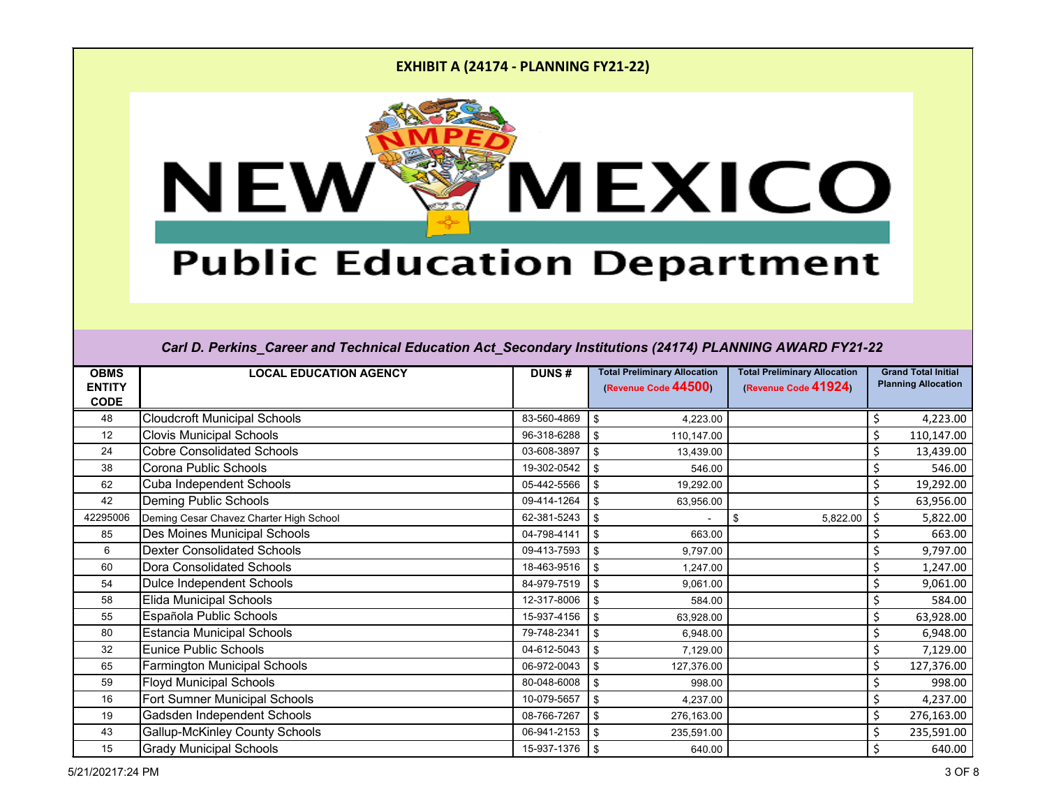**EXHIBIT A (24174 - PLANNING FY21-22)**

NEW MEXICO Public Education Department

*Carl D. Perkins_Career and Technical Education Act_Secondary Institutions (24174) PLANNING AWARD FY21-22*

| OBMS ENTITY CODE | LOCAL EDUCATION AGENCY | DUNS # | Total Preliminary Allocation (Revenue Code 44500) | Total Preliminary Allocation (Revenue Code 41924) | Grand Total Initial Planning Allocation |
|---|---|---|---|---|---|
| 48 | Cloudcroft Municipal Schools | 83-560-4869 | $ 4,223.00 | | $ 4,223.00 |
| 12 | Clovis Municipal Schools | 96-318-6288 | $ 110,147.00 | | $ 110,147.00 |
| 24 | Cobre Consolidated Schools | 03-608-3897 | $ 13,439.00 | | $ 13,439.00 |
| 38 | Corona Public Schools | 19-302-0542 | $ 546.00 | | $ 546.00 |
| 62 | Cuba Independent Schools | 05-442-5566 | $ 19,292.00 | | $ 19,292.00 |
| 42 | Deming Public Schools | 09-414-1264 | $ 63,956.00 | | $ 63,956.00 |
| 42295006 | Deming Cesar Chavez Charter High School | 62-381-5243 | $ - | $ 5,822.00 | $ 5,822.00 |
| 85 | Des Moines Municipal Schools | 04-798-4141 | $ 663.00 | | $ 663.00 |
| 6 | Dexter Consolidated Schools | 09-413-7593 | $ 9,797.00 | | $ 9,797.00 |
| 60 | Dora Consolidated Schools | 18-463-9516 | $ 1,247.00 | | $ 1,247.00 |
| 54 | Dulce Independent Schools | 84-979-7519 | $ 9,061.00 | | $ 9,061.00 |
| 58 | Elida Municipal Schools | 12-317-8006 | $ 584.00 | | $ 584.00 |
| 55 | Española Public Schools | 15-937-4156 | $ 63,928.00 | | $ 63,928.00 |
| 80 | Estancia Municipal Schools | 79-748-2341 | $ 6,948.00 | | $ 6,948.00 |
| 32 | Eunice Public Schools | 04-612-5043 | $ 7,129.00 | | $ 7,129.00 |
| 65 | Farmington Municipal Schools | 06-972-0043 | $ 127,376.00 | | $ 127,376.00 |
| 59 | Floyd Municipal Schools | 80-048-6008 | $ 998.00 | | $ 998.00 |
| 16 | Fort Sumner Municipal Schools | 10-079-5657 | $ 4,237.00 | | $ 4,237.00 |
| 19 | Gadsden Independent Schools | 08-766-7267 | $ 276,163.00 | | $ 276,163.00 |
| 43 | Gallup-McKinley County Schools | 06-941-2153 | $ 235,591.00 | | $ 235,591.00 |
| 15 | Grady Municipal Schools | 15-937-1376 | $ 640.00 | | $ 640.00 |

5/21/20217:24 PM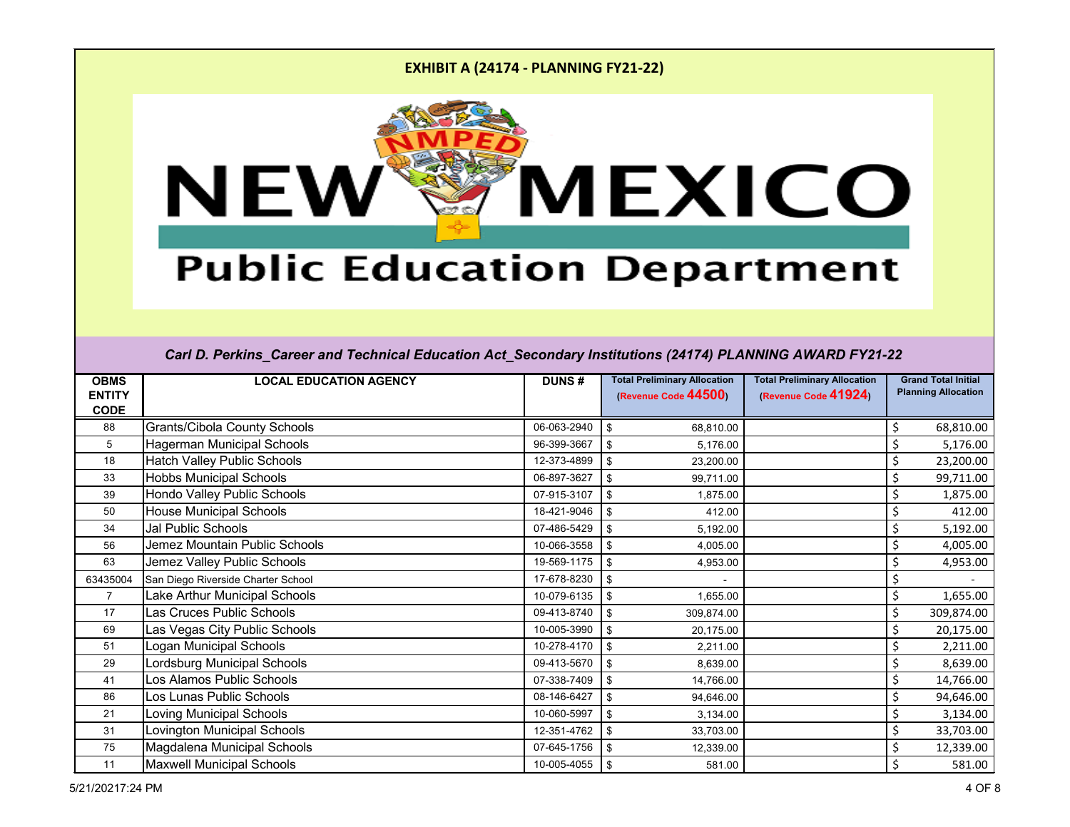**EXHIBIT A (24174 - PLANNING FY21-22)**

NEW MEXICO Public Education Department

*Carl D. Perkins_Career and Technical Education Act_Secondary Institutions (24174) PLANNING AWARD FY21-22*

| OBMS ENTITY CODE | LOCAL EDUCATION AGENCY | DUNS # | Total Preliminary Allocation (Revenue Code 44500) | Total Preliminary Allocation (Revenue Code 41924) | Grand Total Initial Planning Allocation |
|---|---|---|---|---|---|
| 88 | Grants/Cibola County Schools | 06-063-2940 | $ 68,810.00 | | $ 68,810.00 |
| 5 | Hagerman Municipal Schools | 96-399-3667 | $ 5,176.00 | | $ 5,176.00 |
| 18 | Hatch Valley Public Schools | 12-373-4899 | $ 23,200.00 | | $ 23,200.00 |
| 33 | Hobbs Municipal Schools | 06-897-3627 | $ 99,711.00 | | $ 99,711.00 |
| 39 | Hondo Valley Public Schools | 07-915-3107 | $ 1,875.00 | | $ 1,875.00 |
| 50 | House Municipal Schools | 18-421-9046 | $ 412.00 | | $ 412.00 |
| 34 | Jal Public Schools | 07-486-5429 | $ 5,192.00 | | $ 5,192.00 |
| 56 | Jemez Mountain Public Schools | 10-066-3558 | $ 4,005.00 | | $ 4,005.00 |
| 63 | Jemez Valley Public Schools | 19-569-1175 | $ 4,953.00 | | $ 4,953.00 |
| 63435004 | San Diego Riverside Charter School | 17-678-8230 | $ - | | $ - |
| 7 | Lake Arthur Municipal Schools | 10-079-6135 | $ 1,655.00 | | $ 1,655.00 |
| 17 | Las Cruces Public Schools | 09-413-8740 | $ 309,874.00 | | $ 309,874.00 |
| 69 | Las Vegas City Public Schools | 10-005-3990 | $ 20,175.00 | | $ 20,175.00 |
| 51 | Logan Municipal Schools | 10-278-4170 | $ 2,211.00 | | $ 2,211.00 |
| 29 | Lordsburg Municipal Schools | 09-413-5670 | $ 8,639.00 | | $ 8,639.00 |
| 41 | Los Alamos Public Schools | 07-338-7409 | $ 14,766.00 | | $ 14,766.00 |
| 86 | Los Lunas Public Schools | 08-146-6427 | $ 94,646.00 | | $ 94,646.00 |
| 21 | Loving Municipal Schools | 10-060-5997 | $ 3,134.00 | | $ 3,134.00 |
| 31 | Lovington Municipal Schools | 12-351-4762 | $ 33,703.00 | | $ 33,703.00 |
| 75 | Magdalena Municipal Schools | 07-645-1756 | $ 12,339.00 | | $ 12,339.00 |
| 11 | Maxwell Municipal Schools | 10-005-4055 | $ 581.00 | | $ 581.00 |

5/21/20217:24 PM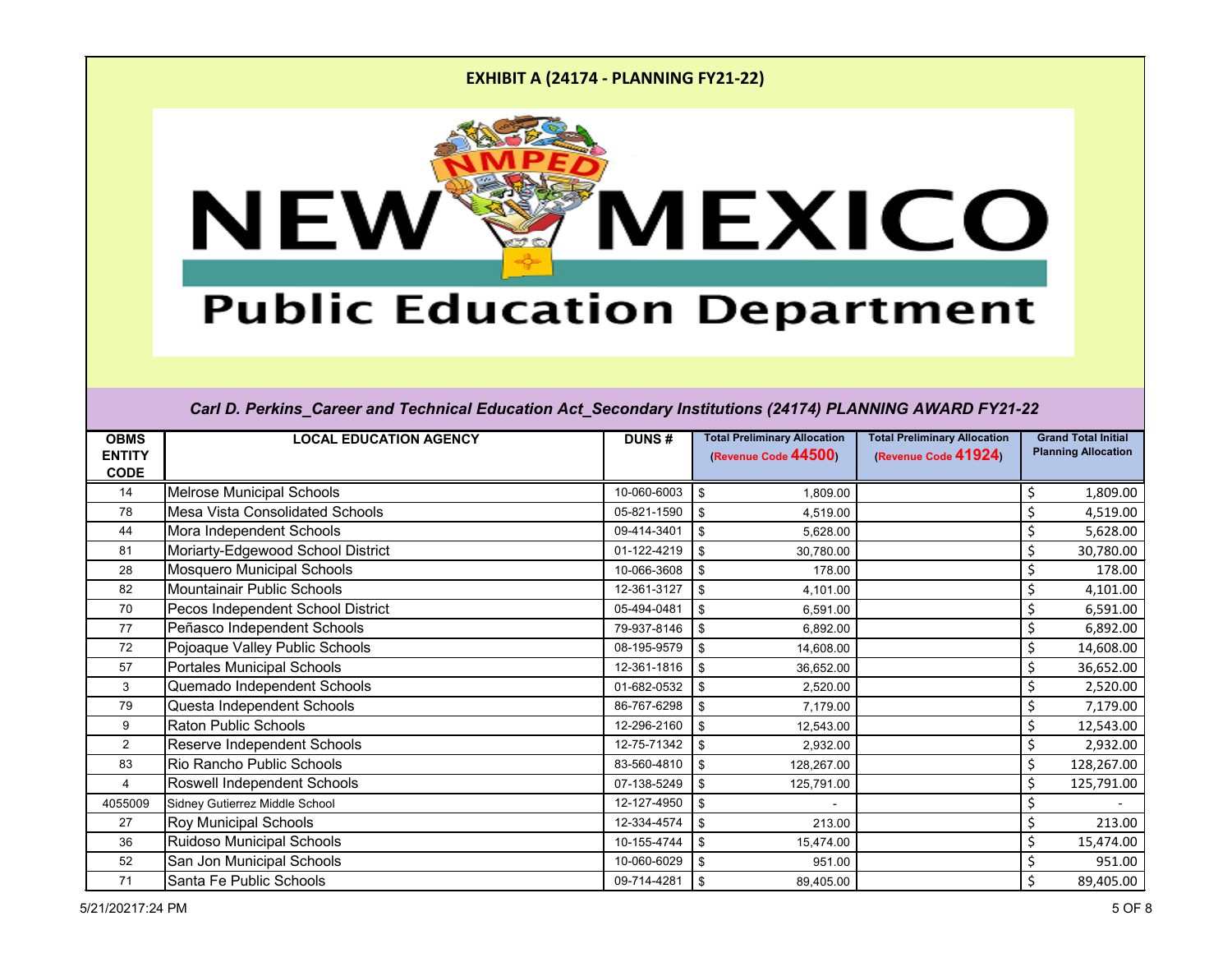**EXHIBIT A (24174 - PLANNING FY21-22)**

NEW MEXICO Public Education Department

*Carl D. Perkins_Career and Technical Education Act_Secondary Institutions (24174) PLANNING AWARD FY21-22*

| OBMS ENTITY CODE | LOCAL EDUCATION AGENCY | DUNS # | Total Preliminary Allocation (Revenue Code 44500) | Total Preliminary Allocation (Revenue Code 41924) | Grand Total Initial Planning Allocation |
|---|---|---|---|---|---|
| 14 | Melrose Municipal Schools | 10-060-6003 | $ 1,809.00 | | $ 1,809.00 |
| 78 | Mesa Vista Consolidated Schools | 05-821-1590 | $ 4,519.00 | | $ 4,519.00 |
| 44 | Mora Independent Schools | 09-414-3401 | $ 5,628.00 | | $ 5,628.00 |
| 81 | Moriarty-Edgewood School District | 01-122-4219 | $ 30,780.00 | | $ 30,780.00 |
| 28 | Mosquero Municipal Schools | 10-066-3608 | $ 178.00 | | $ 178.00 |
| 82 | Mountainair Public Schools | 12-361-3127 | $ 4,101.00 | | $ 4,101.00 |
| 70 | Pecos Independent School District | 05-494-0481 | $ 6,591.00 | | $ 6,591.00 |
| 77 | Peñasco Independent Schools | 79-937-8146 | $ 6,892.00 | | $ 6,892.00 |
| 72 | Pojoaque Valley Public Schools | 08-195-9579 | $ 14,608.00 | | $ 14,608.00 |
| 57 | Portales Municipal Schools | 12-361-1816 | $ 36,652.00 | | $ 36,652.00 |
| 3 | Quemado Independent Schools | 01-682-0532 | $ 2,520.00 | | $ 2,520.00 |
| 79 | Questa Independent Schools | 86-767-6298 | $ 7,179.00 | | $ 7,179.00 |
| 9 | Raton Public Schools | 12-296-2160 | $ 12,543.00 | | $ 12,543.00 |
| 2 | Reserve Independent Schools | 12-75-71342 | $ 2,932.00 | | $ 2,932.00 |
| 83 | Rio Rancho Public Schools | 83-560-4810 | $ 128,267.00 | | $ 128,267.00 |
| 4 | Roswell Independent Schools | 07-138-5249 | $ 125,791.00 | | $ 125,791.00 |
| 4055009 | Sidney Gutierrez Middle School | 12-127-4950 | $ - | | $ - |
| 27 | Roy Municipal Schools | 12-334-4574 | $ 213.00 | | $ 213.00 |
| 36 | Ruidoso Municipal Schools | 10-155-4744 | $ 15,474.00 | | $ 15,474.00 |
| 52 | San Jon Municipal Schools | 10-060-6029 | $ 951.00 | | $ 951.00 |
| 71 | Santa Fe Public Schools | 09-714-4281 | $ 89,405.00 | | $ 89,405.00 |

5/21/20217:24 PM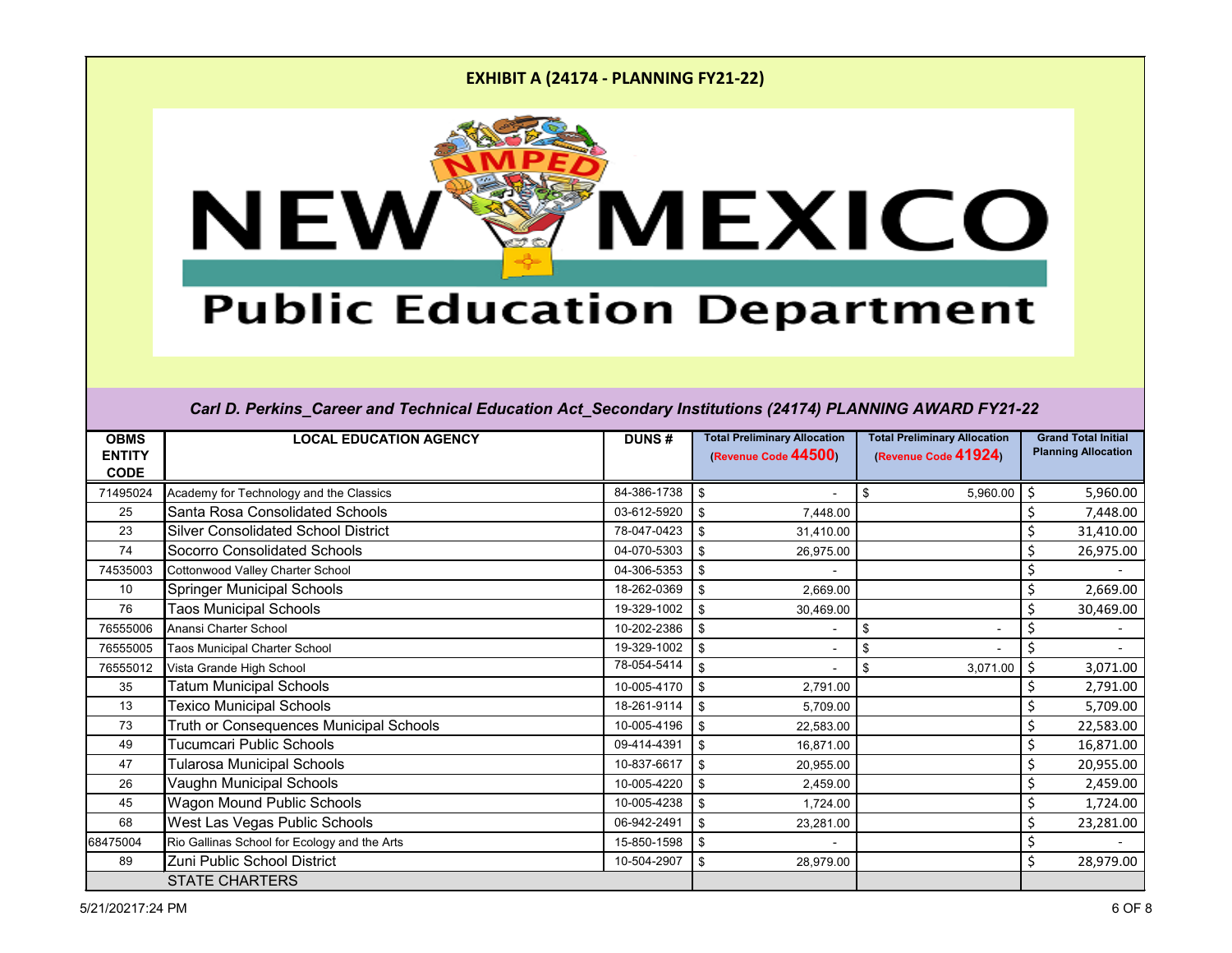# EXHIBIT A (24174 - PLANNING FY21-22)

NEW MEXICO Public Education Department

*Carl D. Perkins_Career and Technical Education Act_Secondary Institutions (24174) PLANNING AWARD FY21-22*

| OBMS ENTITY CODE | LOCAL EDUCATION AGENCY | DUNS # | Total Preliminary Allocation (Revenue Code 44500) | Total Preliminary Allocation (Revenue Code 41924) | Grand Total Initial Planning Allocation |
|---|---|---|---|---|---|
| 71495024 | Academy for Technology and the Classics | 84-386-1738 | $ - | $ 5,960.00 | $ 5,960.00 |
| 25 | Santa Rosa Consolidated Schools | 03-612-5920 | $ 7,448.00 | | $ 7,448.00 |
| 23 | Silver Consolidated School District | 78-047-0423 | $ 31,410.00 | | $ 31,410.00 |
| 74 | Socorro Consolidated Schools | 04-070-5303 | $ 26,975.00 | | $ 26,975.00 |
| 74535003 | Cottonwood Valley Charter School | 04-306-5353 | $ - | | $ - |
| 10 | Springer Municipal Schools | 18-262-0369 | $ 2,669.00 | | $ 2,669.00 |
| 76 | Taos Municipal Schools | 19-329-1002 | $ 30,469.00 | | $ 30,469.00 |
| 76555006 | Anansi Charter School | 10-202-2386 | $ - | $ - | $ - |
| 76555005 | Taos Municipal Charter School | 19-329-1002 | $ - | $ - | $ - |
| 76555012 | Vista Grande High School | 78-054-5414 | $ - | $ 3,071.00 | $ 3,071.00 |
| 35 | Tatum Municipal Schools | 10-005-4170 | $ 2,791.00 | | $ 2,791.00 |
| 13 | Texico Municipal Schools | 18-261-9114 | $ 5,709.00 | | $ 5,709.00 |
| 73 | Truth or Consequences Municipal Schools | 10-005-4196 | $ 22,583.00 | | $ 22,583.00 |
| 49 | Tucumcari Public Schools | 09-414-4391 | $ 16,871.00 | | $ 16,871.00 |
| 47 | Tularosa Municipal Schools | 10-837-6617 | $ 20,955.00 | | $ 20,955.00 |
| 26 | Vaughn Municipal Schools | 10-005-4220 | $ 2,459.00 | | $ 2,459.00 |
| 45 | Wagon Mound Public Schools | 10-005-4238 | $ 1,724.00 | | $ 1,724.00 |
| 68 | West Las Vegas Public Schools | 06-942-2491 | $ 23,281.00 | | $ 23,281.00 |
| 68475004 | Rio Gallinas School for Ecology and the Arts | 15-850-1598 | $ - | | $ - |
| 89 | Zuni Public School District | 10-504-2907 | $ 28,979.00 | | $ 28,979.00 |
| | STATE CHARTERS | | | | |

5/21/20217:24 PM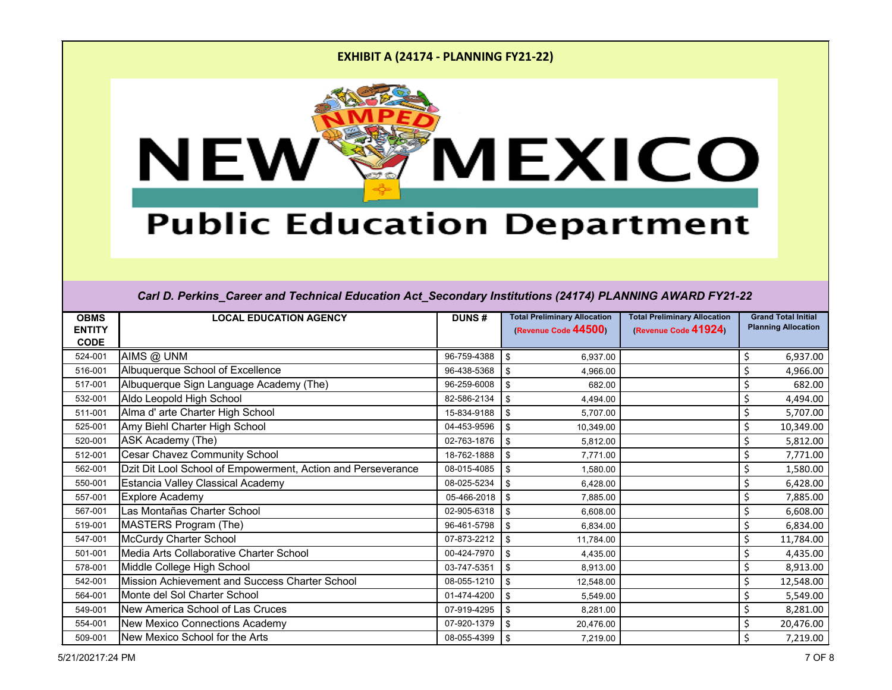**EXHIBIT A (24174 - PLANNING FY21-22)**

**New Mexico Public Education Department**

*Carl D. Perkins_Career and Technical Education Act_Secondary Institutions (24174) PLANNING AWARD FY21-22*

| OBMS ENTITY CODE | LOCAL EDUCATION AGENCY | DUNS # | Total Preliminary Allocation (Revenue Code 44500) | Total Preliminary Allocation (Revenue Code 41924) | Grand Total Initial Planning Allocation |
|---|---|---|---|---|---|
| 524-001 | AIMS @ UNM | 96-759-4388 | $ 6,937.00 | | $ 6,937.00 |
| 516-001 | Albuquerque School of Excellence | 96-438-5368 | $ 4,966.00 | | $ 4,966.00 |
| 517-001 | Albuquerque Sign Language Academy (The) | 96-259-6008 | $ 682.00 | | $ 682.00 |
| 532-001 | Aldo Leopold High School | 82-586-2134 | $ 4,494.00 | | $ 4,494.00 |
| 511-001 | Alma d' arte Charter High School | 15-834-9188 | $ 5,707.00 | | $ 5,707.00 |
| 525-001 | Amy Biehl Charter High School | 04-453-9596 | $ 10,349.00 | | $ 10,349.00 |
| 520-001 | ASK Academy (The) | 02-763-1876 | $ 5,812.00 | | $ 5,812.00 |
| 512-001 | Cesar Chavez Community School | 18-762-1888 | $ 7,771.00 | | $ 7,771.00 |
| 562-001 | Dzit Dit Lool School of Empowerment, Action and Perseverance | 08-015-4085 | $ 1,580.00 | | $ 1,580.00 |
| 550-001 | Estancia Valley Classical Academy | 08-025-5234 | $ 6,428.00 | | $ 6,428.00 |
| 557-001 | Explore Academy | 05-466-2018 | $ 7,885.00 | | $ 7,885.00 |
| 567-001 | Las Montañas Charter School | 02-905-6318 | $ 6,608.00 | | $ 6,608.00 |
| 519-001 | MASTERS Program (The) | 96-461-5798 | $ 6,834.00 | | $ 6,834.00 |
| 547-001 | McCurdy Charter School | 07-873-2212 | $ 11,784.00 | | $ 11,784.00 |
| 501-001 | Media Arts Collaborative Charter School | 00-424-7970 | $ 4,435.00 | | $ 4,435.00 |
| 578-001 | Middle College High School | 03-747-5351 | $ 8,913.00 | | $ 8,913.00 |
| 542-001 | Mission Achievement and Success Charter School | 08-055-1210 | $ 12,548.00 | | $ 12,548.00 |
| 564-001 | Monte del Sol Charter School | 01-474-4200 | $ 5,549.00 | | $ 5,549.00 |
| 549-001 | New America School of Las Cruces | 07-919-4295 | $ 8,281.00 | | $ 8,281.00 |
| 554-001 | New Mexico Connections Academy | 07-920-1379 | $ 20,476.00 | | $ 20,476.00 |
| 509-001 | New Mexico School for the Arts | 08-055-4399 | $ 7,219.00 | | $ 7,219.00 |

5/21/2021 7:24 PM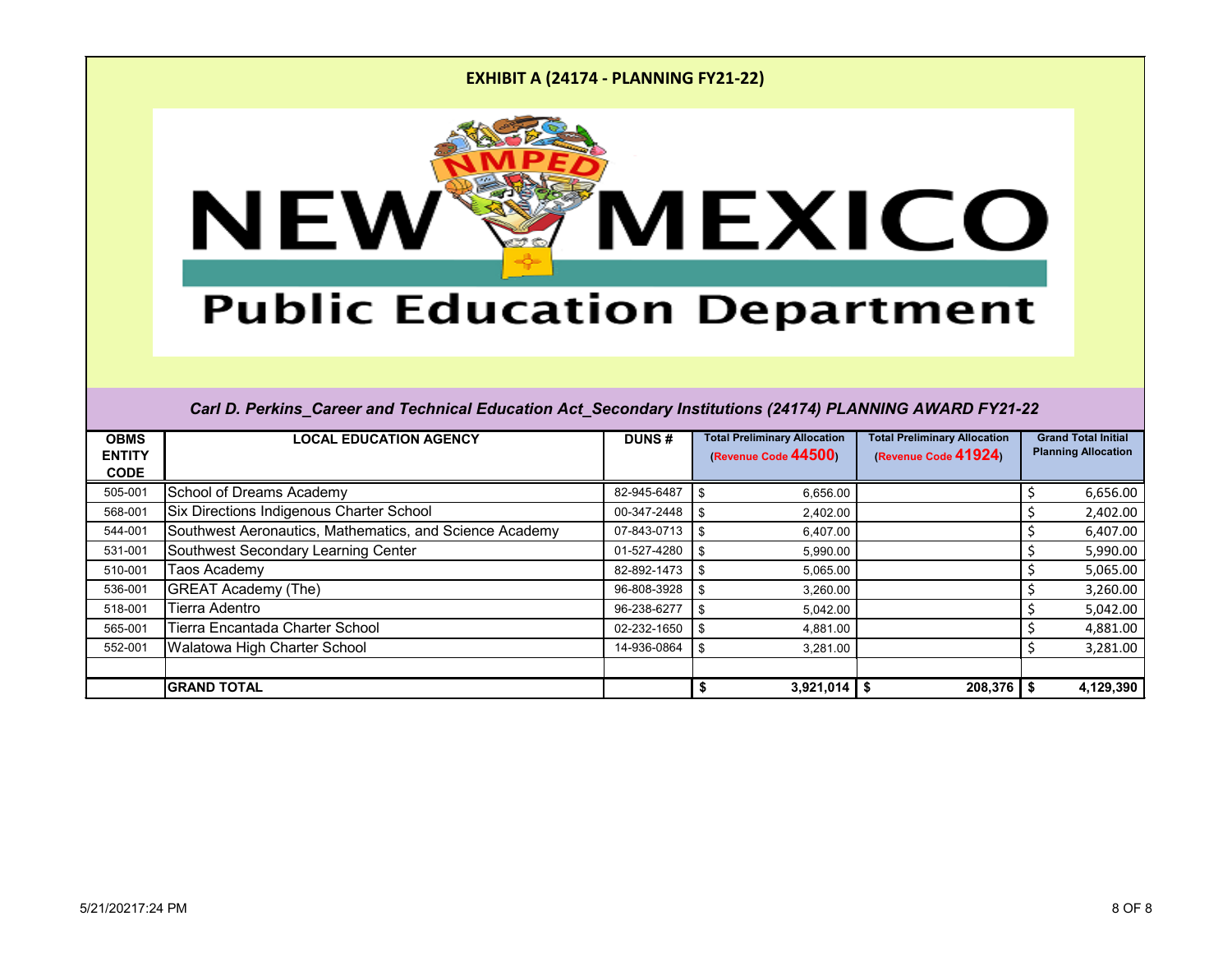# EXHIBIT A (24174 - PLANNING FY21-22)

NEW MEXICO Public Education Department

***Carl D. Perkins_Career and Technical Education Act_Secondary Institutions (24174) PLANNING AWARD FY21-22***

| OBMS ENTITY CODE | LOCAL EDUCATION AGENCY | DUNS # | Total Preliminary Allocation (Revenue Code 44500) | Total Preliminary Allocation (Revenue Code 41924) | Grand Total Initial Planning Allocation |
|---|---|---|---|---|---|
| 505-001 | School of Dreams Academy | 82-945-6487 | $ 6,656.00 | | $ 6,656.00 |
| 568-001 | Six Directions Indigenous Charter School | 00-347-2448 | $ 2,402.00 | | $ 2,402.00 |
| 544-001 | Southwest Aeronautics, Mathematics, and Science Academy | 07-843-0713 | $ 6,407.00 | | $ 6,407.00 |
| 531-001 | Southwest Secondary Learning Center | 01-527-4280 | $ 5,990.00 | | $ 5,990.00 |
| 510-001 | Taos Academy | 82-892-1473 | $ 5,065.00 | | $ 5,065.00 |
| 536-001 | GREAT Academy (The) | 96-808-3928 | $ 3,260.00 | | $ 3,260.00 |
| 518-001 | Tierra Adentro | 96-238-6277 | $ 5,042.00 | | $ 5,042.00 |
| 565-001 | Tierra Encantada Charter School | 02-232-1650 | $ 4,881.00 | | $ 4,881.00 |
| 552-001 | Walatowa High Charter School | 14-936-0864 | $ 3,281.00 | | $ 3,281.00 |
| | | | | | |
| | **GRAND TOTAL** | | **$ 3,921,014** | **$ 208,376** | **$ 4,129,390** |

5/21/20217:24 PM